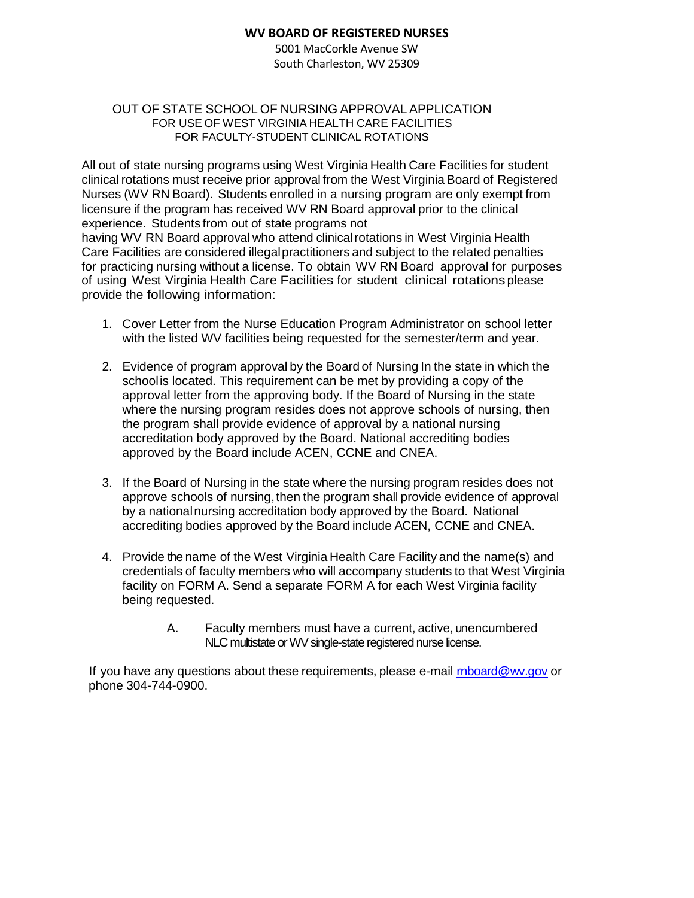**WV BOARD OF REGISTERED NURSES**

5001 MacCorkle Avenue SW
South Charleston, WV 25309

OUT OF STATE SCHOOL OF NURSING APPROVAL APPLICATION
FOR USE OF WEST VIRGINIA HEALTH CARE FACILITIES
FOR FACULTY-STUDENT CLINICAL ROTATIONS

All out of state nursing programs using West Virginia Health Care Facilities for student clinical rotations must receive prior approval from the West Virginia Board of Registered Nurses (WV RN Board). Students enrolled in a nursing program are only exempt from licensure if the program has received WV RN Board approval prior to the clinical experience. Students from out of state programs not having WV RN Board approval who attend clinical rotations in West Virginia Health Care Facilities are considered illegal practitioners and subject to the related penalties for practicing nursing without a license. To obtain WV RN Board approval for purposes of using West Virginia Health Care Facilities for student clinical rotations please provide the following information:

1. Cover Letter from the Nurse Education Program Administrator on school letter with the listed WV facilities being requested for the semester/term and year.
2. Evidence of program approval by the Board of Nursing In the state in which the school is located. This requirement can be met by providing a copy of the approval letter from the approving body. If the Board of Nursing in the state where the nursing program resides does not approve schools of nursing, then the program shall provide evidence of approval by a national nursing accreditation body approved by the Board. National accrediting bodies approved by the Board include ACEN, CCNE and CNEA.
3. If the Board of Nursing in the state where the nursing program resides does not approve schools of nursing, then the program shall provide evidence of approval by a national nursing accreditation body approved by the Board. National accrediting bodies approved by the Board include ACEN, CCNE and CNEA.
4. Provide the name of the West Virginia Health Care Facility and the name(s) and credentials of faculty members who will accompany students to that West Virginia facility on FORM A. Send a separate FORM A for each West Virginia facility being requested.
   - A. Faculty members must have a current, active, unencumbered NLC multistate or WV single-state registered nurse license.

If you have any questions about these requirements, please e-mail rnboard@wv.gov or phone 304-744-0900.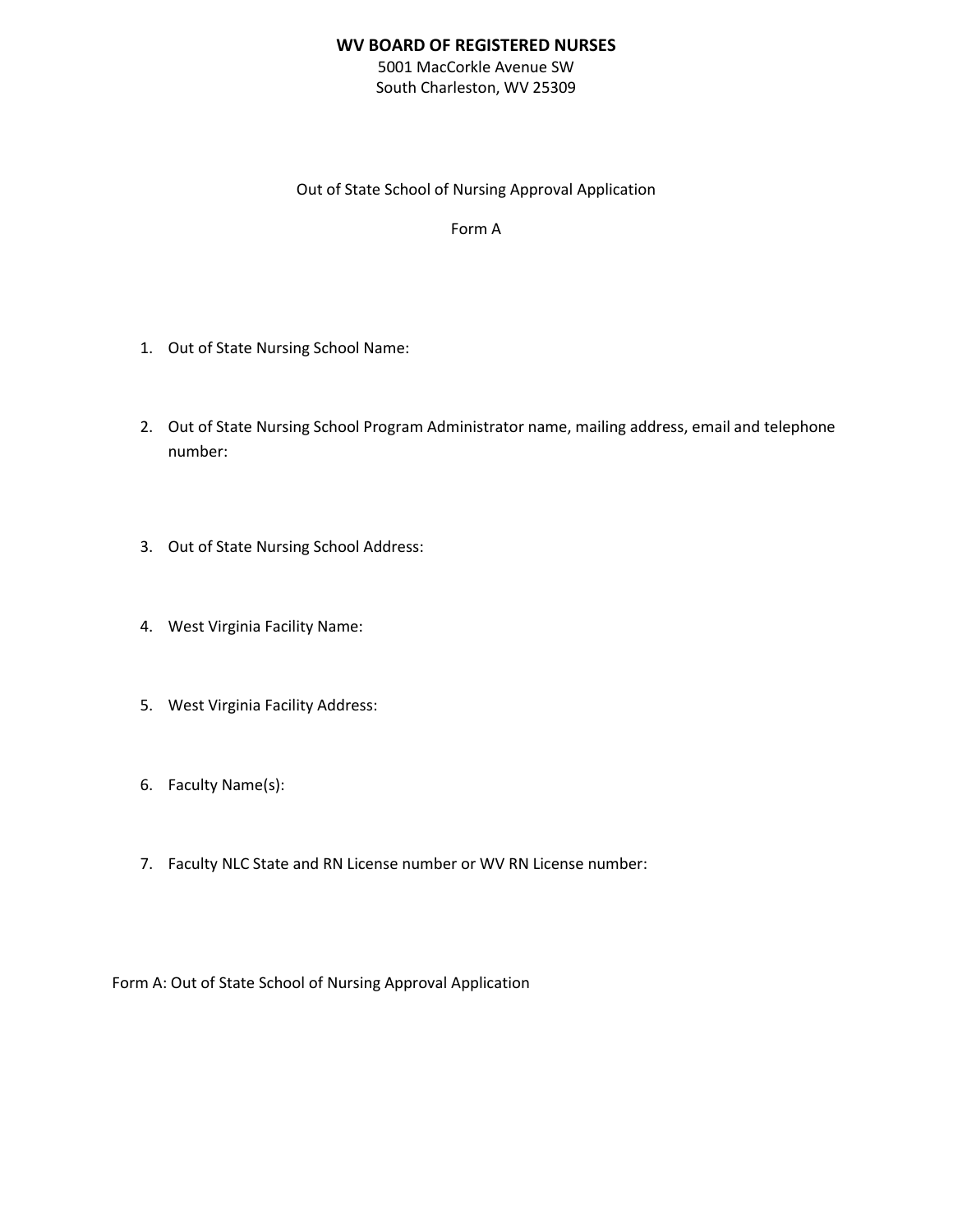**WV BOARD OF REGISTERED NURSES**
5001 MacCorkle Avenue SW
South Charleston, WV 25309

Out of State School of Nursing Approval Application

Form A

1. Out of State Nursing School Name:

2. Out of State Nursing School Program Administrator name, mailing address, email and telephone number:

3. Out of State Nursing School Address:

4. West Virginia Facility Name:

5. West Virginia Facility Address:

6. Faculty Name(s):

7. Faculty NLC State and RN License number or WV RN License number: